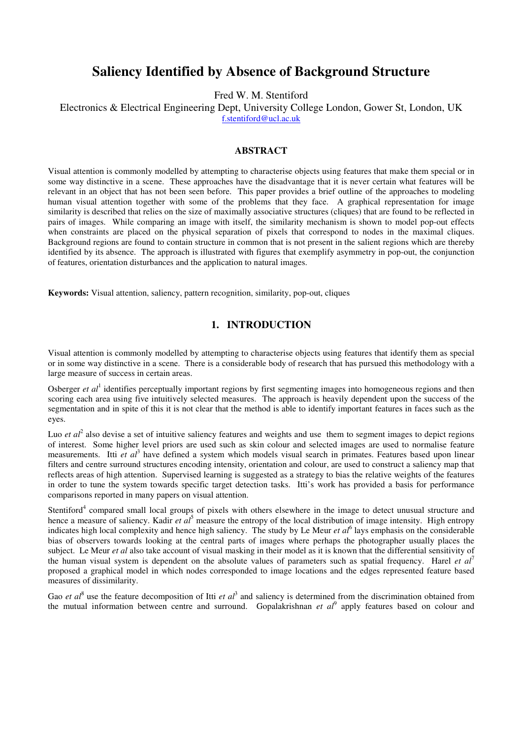# Saliency Identified by Absence of Background Structure

Fred W. M. Stentiford

Electronics & Electrical Engineering Dept, University College London, Gower St, London, UK

f.stentiford@ucl.ac.uk

## ABSTRACT

Visual attention is commonly modelled by attempting to characterise objects using features that make them special or in some way distinctive in a scene. These approaches have the disadvantage that it is never certain what features will be relevant in an object that has not been seen before. This paper provides a brief outline of the approaches to modeling human visual attention together with some of the problems that they face. A graphical representation for image similarity is described that relies on the size of maximally associative structures (cliques) that are found to be reflected in pairs of images. While comparing an image with itself, the similarity mechanism is shown to model pop-out effects when constraints are placed on the physical separation of pixels that correspond to nodes in the maximal cliques. Background regions are found to contain structure in common that is not present in the salient regions which are thereby identified by its absence. The approach is illustrated with figures that exemplify asymmetry in pop-out, the conjunction of features, orientation disturbances and the application to natural images.

**Keywords:** Visual attention, saliency, pattern recognition, similarity, pop-out, cliques

## 1. INTRODUCTION

Visual attention is commonly modelled by attempting to characterise objects using features that identify them as special or in some way distinctive in a scene. There is a considerable body of research that has pursued this methodology with a large measure of success in certain areas.

Osberger *et al*[1] identifies perceptually important regions by first segmenting images into homogeneous regions and then scoring each area using five intuitively selected measures. The approach is heavily dependent upon the success of the segmentation and in spite of this it is not clear that the method is able to identify important features in faces such as the eyes.

Luo *et al*[2] also devise a set of intuitive saliency features and weights and use them to segment images to depict regions of interest. Some higher level priors are used such as skin colour and selected images are used to normalise feature measurements. Itti *et al*[3] have defined a system which models visual search in primates. Features based upon linear filters and centre surround structures encoding intensity, orientation and colour, are used to construct a saliency map that reflects areas of high attention. Supervised learning is suggested as a strategy to bias the relative weights of the features in order to tune the system towards specific target detection tasks. Itti's work has provided a basis for performance comparisons reported in many papers on visual attention.

Stentiford[4] compared small local groups of pixels with others elsewhere in the image to detect unusual structure and hence a measure of saliency. Kadir *et al*[5] measure the entropy of the local distribution of image intensity. High entropy indicates high local complexity and hence high saliency. The study by Le Meur *et al*[6] lays emphasis on the considerable bias of observers towards looking at the central parts of images where perhaps the photographer usually places the subject. Le Meur *et al* also take account of visual masking in their model as it is known that the differential sensitivity of the human visual system is dependent on the absolute values of parameters such as spatial frequency. Harel *et al*[7] proposed a graphical model in which nodes corresponded to image locations and the edges represented feature based measures of dissimilarity.

Gao *et al*[8] use the feature decomposition of Itti *et al*[3] and saliency is determined from the discrimination obtained from the mutual information between centre and surround. Gopalakrishnan *et al*[9] apply features based on colour and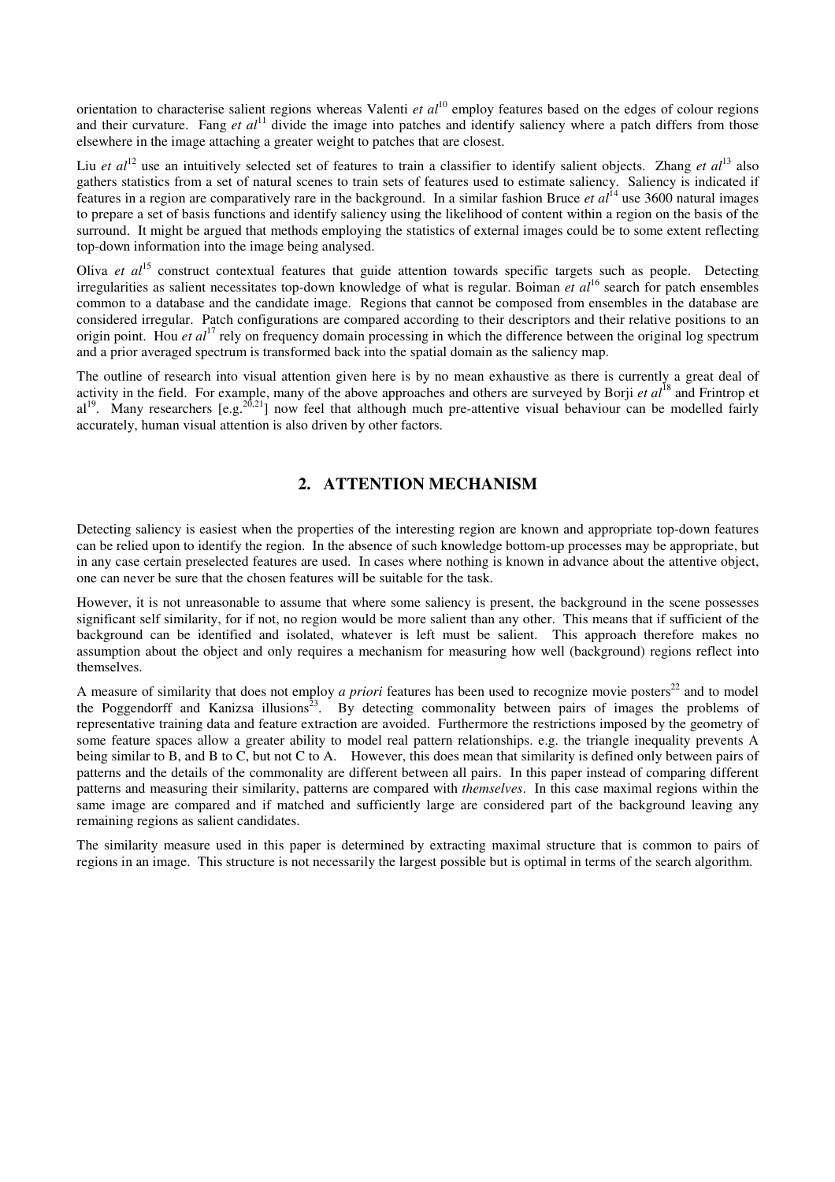orientation to characterise salient regions whereas Valenti *et al*[10] employ features based on the edges of colour regions and their curvature. Fang *et al*[11] divide the image into patches and identify saliency where a patch differs from those elsewhere in the image attaching a greater weight to patches that are closest.

Liu *et al*[12] use an intuitively selected set of features to train a classifier to identify salient objects. Zhang *et al*[13] also gathers statistics from a set of natural scenes to train sets of features used to estimate saliency. Saliency is indicated if features in a region are comparatively rare in the background. In a similar fashion Bruce *et al*[14] use 3600 natural images to prepare a set of basis functions and identify saliency using the likelihood of content within a region on the basis of the surround. It might be argued that methods employing the statistics of external images could be to some extent reflecting top-down information into the image being analysed.

Oliva *et al*[15] construct contextual features that guide attention towards specific targets such as people. Detecting irregularities as salient necessitates top-down knowledge of what is regular. Boiman *et al*[16] search for patch ensembles common to a database and the candidate image. Regions that cannot be composed from ensembles in the database are considered irregular. Patch configurations are compared according to their descriptors and their relative positions to an origin point. Hou *et al*[17] rely on frequency domain processing in which the difference between the original log spectrum and a prior averaged spectrum is transformed back into the spatial domain as the saliency map.

The outline of research into visual attention given here is by no mean exhaustive as there is currently a great deal of activity in the field. For example, many of the above approaches and others are surveyed by Borji *et al*[18] and Frintrop et al[19]. Many researchers [e.g.[20,21]] now feel that although much pre-attentive visual behaviour can be modelled fairly accurately, human visual attention is also driven by other factors.

## 2. ATTENTION MECHANISM

Detecting saliency is easiest when the properties of the interesting region are known and appropriate top-down features can be relied upon to identify the region. In the absence of such knowledge bottom-up processes may be appropriate, but in any case certain preselected features are used. In cases where nothing is known in advance about the attentive object, one can never be sure that the chosen features will be suitable for the task.

However, it is not unreasonable to assume that where some saliency is present, the background in the scene possesses significant self similarity, for if not, no region would be more salient than any other. This means that if sufficient of the background can be identified and isolated, whatever is left must be salient. This approach therefore makes no assumption about the object and only requires a mechanism for measuring how well (background) regions reflect into themselves.

A measure of similarity that does not employ *a priori* features has been used to recognize movie posters[22] and to model the Poggendorff and Kanizsa illusions[23]. By detecting commonality between pairs of images the problems of representative training data and feature extraction are avoided. Furthermore the restrictions imposed by the geometry of some feature spaces allow a greater ability to model real pattern relationships. e.g. the triangle inequality prevents A being similar to B, and B to C, but not C to A. However, this does mean that similarity is defined only between pairs of patterns and the details of the commonality are different between all pairs. In this paper instead of comparing different patterns and measuring their similarity, patterns are compared with *themselves*. In this case maximal regions within the same image are compared and if matched and sufficiently large are considered part of the background leaving any remaining regions as salient candidates.

The similarity measure used in this paper is determined by extracting maximal structure that is common to pairs of regions in an image. This structure is not necessarily the largest possible but is optimal in terms of the search algorithm.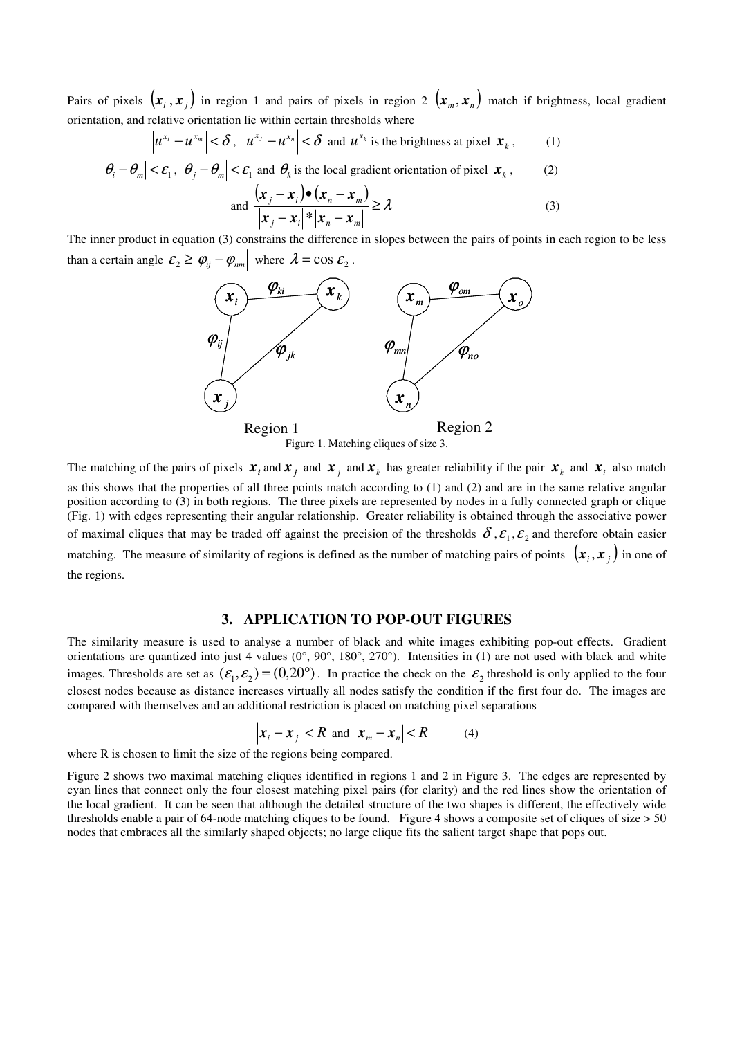Pairs of pixels $(\boldsymbol{x}_i, \boldsymbol{x}_j)$ in region 1 and pairs of pixels in region 2 $(\boldsymbol{x}_m, \boldsymbol{x}_n)$ match if brightness, local gradient orientation, and relative orientation lie within certain thresholds where

$$\left|u^{x_i} - u^{x_m}\right| < \delta, \ \left|u^{x_j} - u^{x_n}\right| < \delta \ \text{and } u^{x_k} \text{ is the brightness at pixel } \boldsymbol{x}_k, \tag{1}$$

$$\left|\theta_i - \theta_m\right| < \varepsilon_1, \ \left|\theta_j - \theta_m\right| < \varepsilon_1 \ \text{and } \theta_k \text{ is the local gradient orientation of pixel } \boldsymbol{x}_k, \tag{2}$$

$$\text{and } \frac{(\boldsymbol{x}_j - \boldsymbol{x}_i) \bullet (\boldsymbol{x}_n - \boldsymbol{x}_m)}{\left|\boldsymbol{x}_j - \boldsymbol{x}_i\right| * \left|\boldsymbol{x}_n - \boldsymbol{x}_m\right|} \geq \lambda \tag{3}$$

The inner product in equation (3) constrains the difference in slopes between the pairs of points in each region to be less than a certain angle $\varepsilon_2 \geq \left|\varphi_{ij} - \varphi_{nm}\right|$ where $\lambda = \cos \varepsilon_2$.

Figure 1. Matching cliques of size 3.

The matching of the pairs of pixels $\boldsymbol{x}_i$ and $\boldsymbol{x}_j$ and $\boldsymbol{x}_j$ and $\boldsymbol{x}_k$ has greater reliability if the pair $\boldsymbol{x}_k$ and $\boldsymbol{x}_i$ also match as this shows that the properties of all three points match according to (1) and (2) and are in the same relative angular position according to (3) in both regions. The three pixels are represented by nodes in a fully connected graph or clique (Fig. 1) with edges representing their angular relationship. Greater reliability is obtained through the associative power of maximal cliques that may be traded off against the precision of the thresholds $\delta, \varepsilon_1, \varepsilon_2$ and therefore obtain easier matching. The measure of similarity of regions is defined as the number of matching pairs of points $(\boldsymbol{x}_i, \boldsymbol{x}_j)$ in one of the regions.

## 3. APPLICATION TO POP-OUT FIGURES

The similarity measure is used to analyse a number of black and white images exhibiting pop-out effects. Gradient orientations are quantized into just 4 values (0°, 90°, 180°, 270°). Intensities in (1) are not used with black and white images. Thresholds are set as $(\varepsilon_1, \varepsilon_2) = (0, 20°)$. In practice the check on the $\varepsilon_2$ threshold is only applied to the four closest nodes because as distance increases virtually all nodes satisfy the condition if the first four do. The images are compared with themselves and an additional restriction is placed on matching pixel separations

$$\left|\boldsymbol{x}_i - \boldsymbol{x}_j\right| < R \ \text{and } \left|\boldsymbol{x}_m - \boldsymbol{x}_n\right| < R \tag{4}$$

where R is chosen to limit the size of the regions being compared.

Figure 2 shows two maximal matching cliques identified in regions 1 and 2 in Figure 3. The edges are represented by cyan lines that connect only the four closest matching pixel pairs (for clarity) and the red lines show the orientation of the local gradient. It can be seen that although the detailed structure of the two shapes is different, the effectively wide thresholds enable a pair of 64-node matching cliques to be found. Figure 4 shows a composite set of cliques of size > 50 nodes that embraces all the similarly shaped objects; no large clique fits the salient target shape that pops out.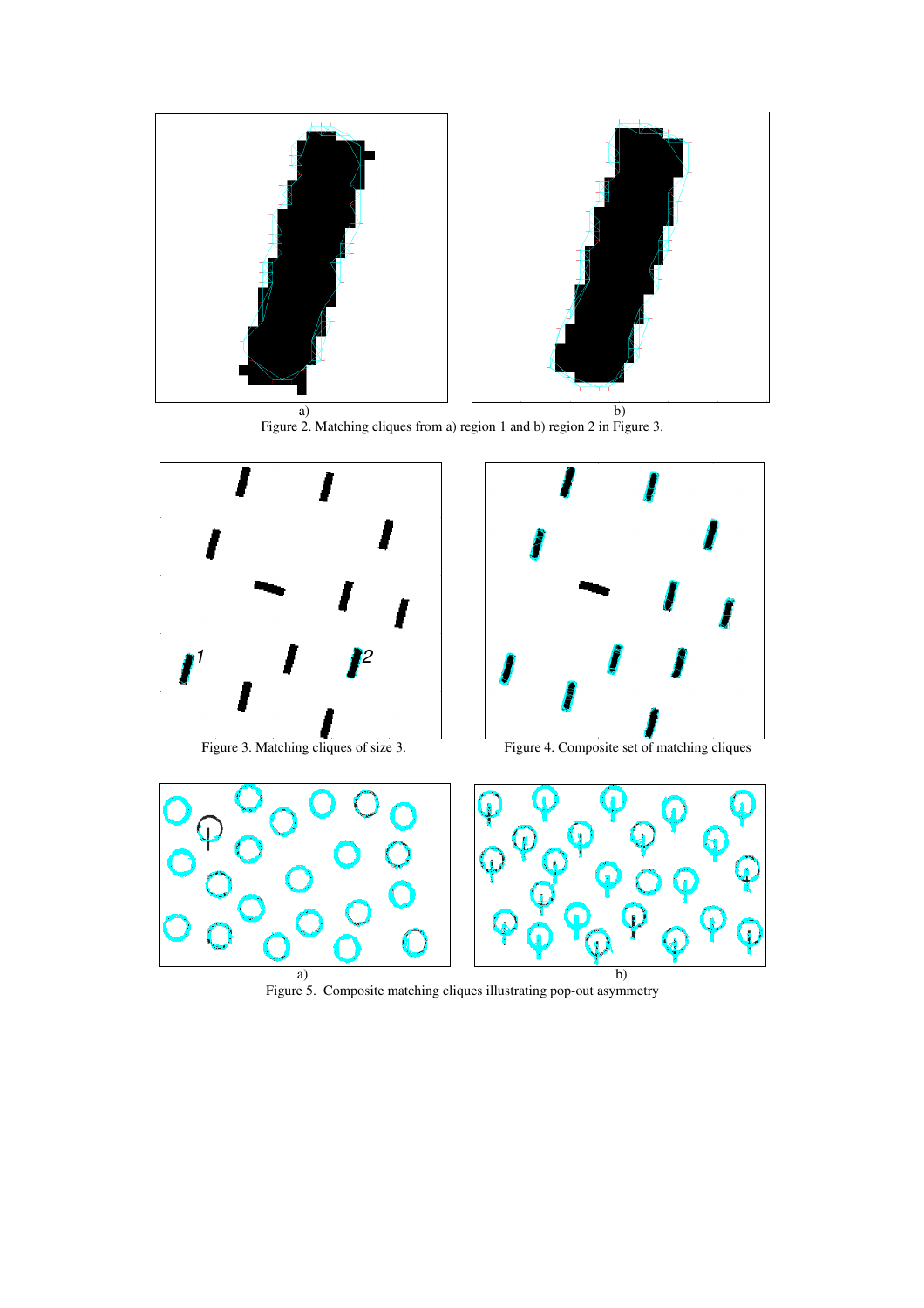a) b)

Figure 2. Matching cliques from a) region 1 and b) region 2 in Figure 3.

Figure 3. Matching cliques of size 3.

Figure 4. Composite set of matching cliques

a) b)

Figure 5. Composite matching cliques illustrating pop-out asymmetry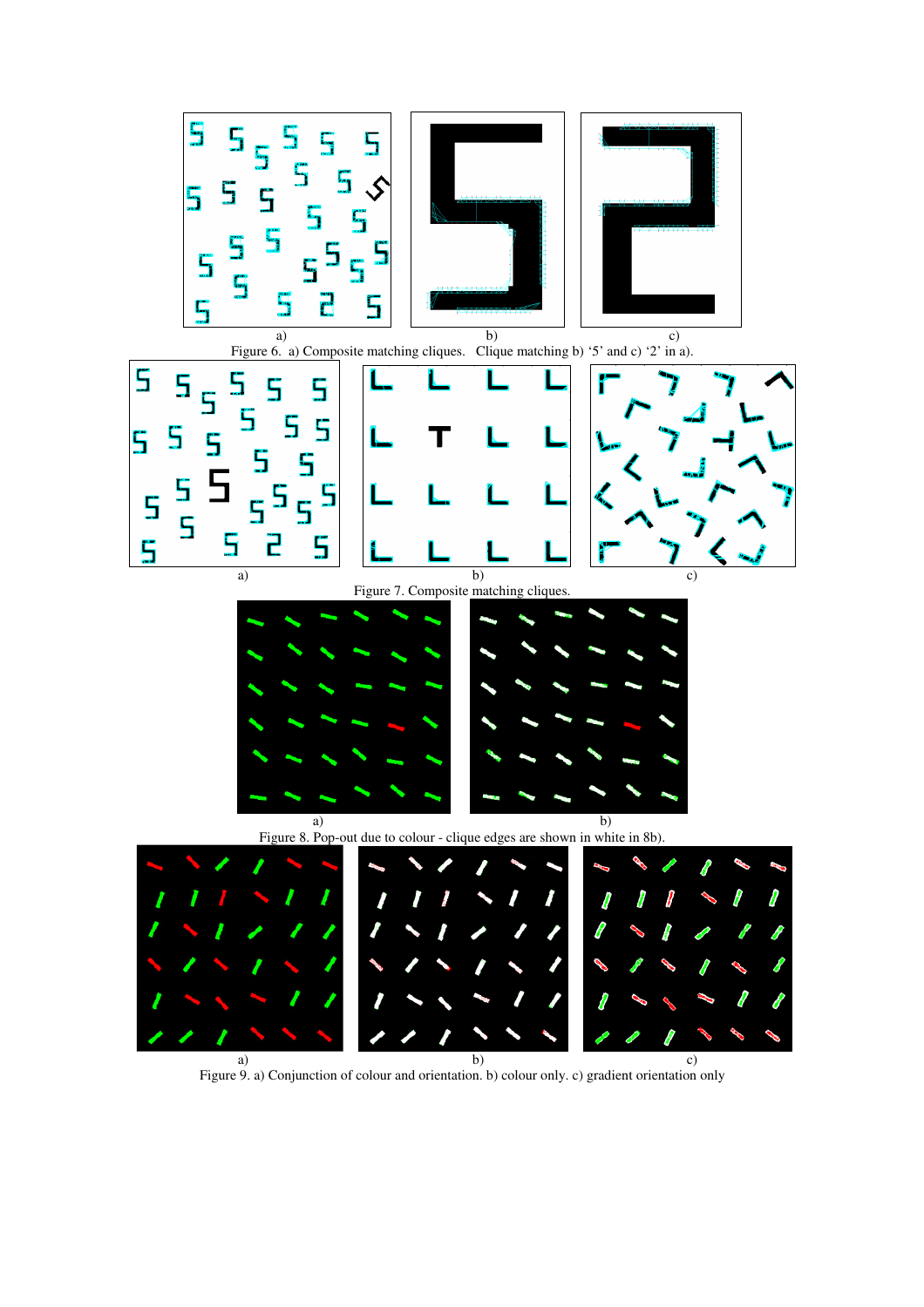a) b) c)

Figure 6. a) Composite matching cliques. Clique matching b) ‘5’ and c) ‘2’ in a).

a) b) c)

Figure 7. Composite matching cliques.

a) b)

Figure 8. Pop-out due to colour - clique edges are shown in white in 8b).

a) b) c)

Figure 9. a) Conjunction of colour and orientation. b) colour only. c) gradient orientation only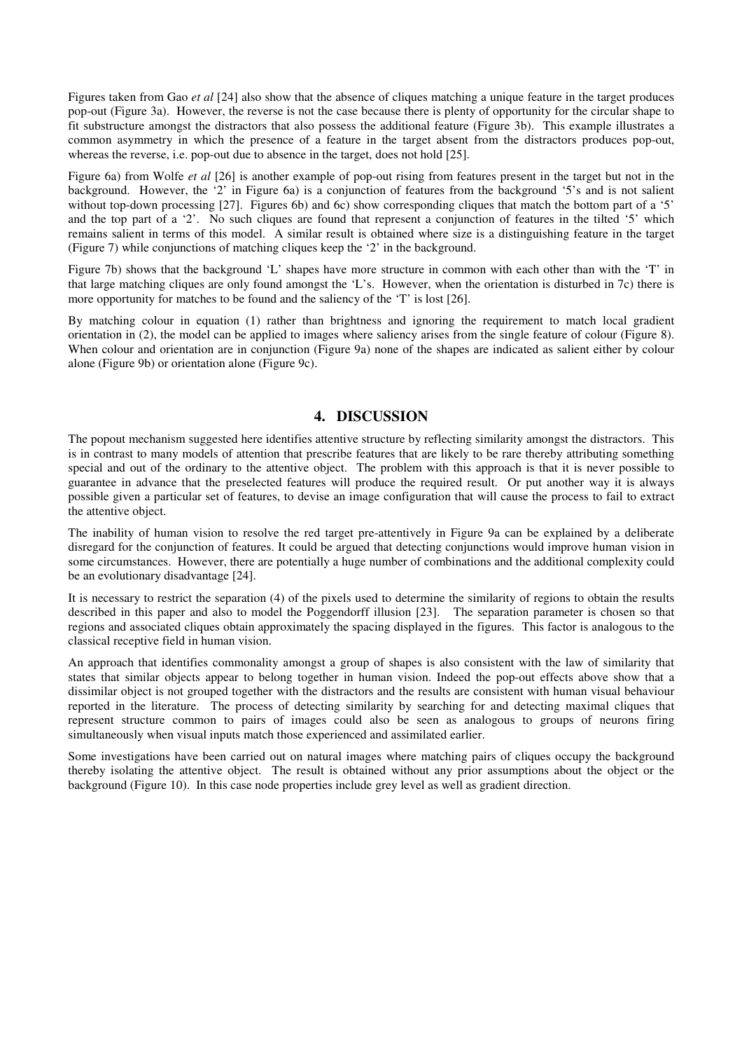Figures taken from Gao *et al* [24] also show that the absence of cliques matching a unique feature in the target produces pop-out (Figure 3a). However, the reverse is not the case because there is plenty of opportunity for the circular shape to fit substructure amongst the distractors that also possess the additional feature (Figure 3b). This example illustrates a common asymmetry in which the presence of a feature in the target absent from the distractors produces pop-out, whereas the reverse, i.e. pop-out due to absence in the target, does not hold [25].

Figure 6a) from Wolfe *et al* [26] is another example of pop-out rising from features present in the target but not in the background. However, the '2' in Figure 6a) is a conjunction of features from the background '5's and is not salient without top-down processing [27]. Figures 6b) and 6c) show corresponding cliques that match the bottom part of a '5' and the top part of a '2'. No such cliques are found that represent a conjunction of features in the tilted '5' which remains salient in terms of this model. A similar result is obtained where size is a distinguishing feature in the target (Figure 7) while conjunctions of matching cliques keep the '2' in the background.

Figure 7b) shows that the background 'L' shapes have more structure in common with each other than with the 'T' in that large matching cliques are only found amongst the 'L's. However, when the orientation is disturbed in 7c) there is more opportunity for matches to be found and the saliency of the 'T' is lost [26].

By matching colour in equation (1) rather than brightness and ignoring the requirement to match local gradient orientation in (2), the model can be applied to images where saliency arises from the single feature of colour (Figure 8). When colour and orientation are in conjunction (Figure 9a) none of the shapes are indicated as salient either by colour alone (Figure 9b) or orientation alone (Figure 9c).

## 4. DISCUSSION

The popout mechanism suggested here identifies attentive structure by reflecting similarity amongst the distractors. This is in contrast to many models of attention that prescribe features that are likely to be rare thereby attributing something special and out of the ordinary to the attentive object. The problem with this approach is that it is never possible to guarantee in advance that the preselected features will produce the required result. Or put another way it is always possible given a particular set of features, to devise an image configuration that will cause the process to fail to extract the attentive object.

The inability of human vision to resolve the red target pre-attentively in Figure 9a can be explained by a deliberate disregard for the conjunction of features. It could be argued that detecting conjunctions would improve human vision in some circumstances. However, there are potentially a huge number of combinations and the additional complexity could be an evolutionary disadvantage [24].

It is necessary to restrict the separation (4) of the pixels used to determine the similarity of regions to obtain the results described in this paper and also to model the Poggendorff illusion [23]. The separation parameter is chosen so that regions and associated cliques obtain approximately the spacing displayed in the figures. This factor is analogous to the classical receptive field in human vision.

An approach that identifies commonality amongst a group of shapes is also consistent with the law of similarity that states that similar objects appear to belong together in human vision. Indeed the pop-out effects above show that a dissimilar object is not grouped together with the distractors and the results are consistent with human visual behaviour reported in the literature. The process of detecting similarity by searching for and detecting maximal cliques that represent structure common to pairs of images could also be seen as analogous to groups of neurons firing simultaneously when visual inputs match those experienced and assimilated earlier.

Some investigations have been carried out on natural images where matching pairs of cliques occupy the background thereby isolating the attentive object. The result is obtained without any prior assumptions about the object or the background (Figure 10). In this case node properties include grey level as well as gradient direction.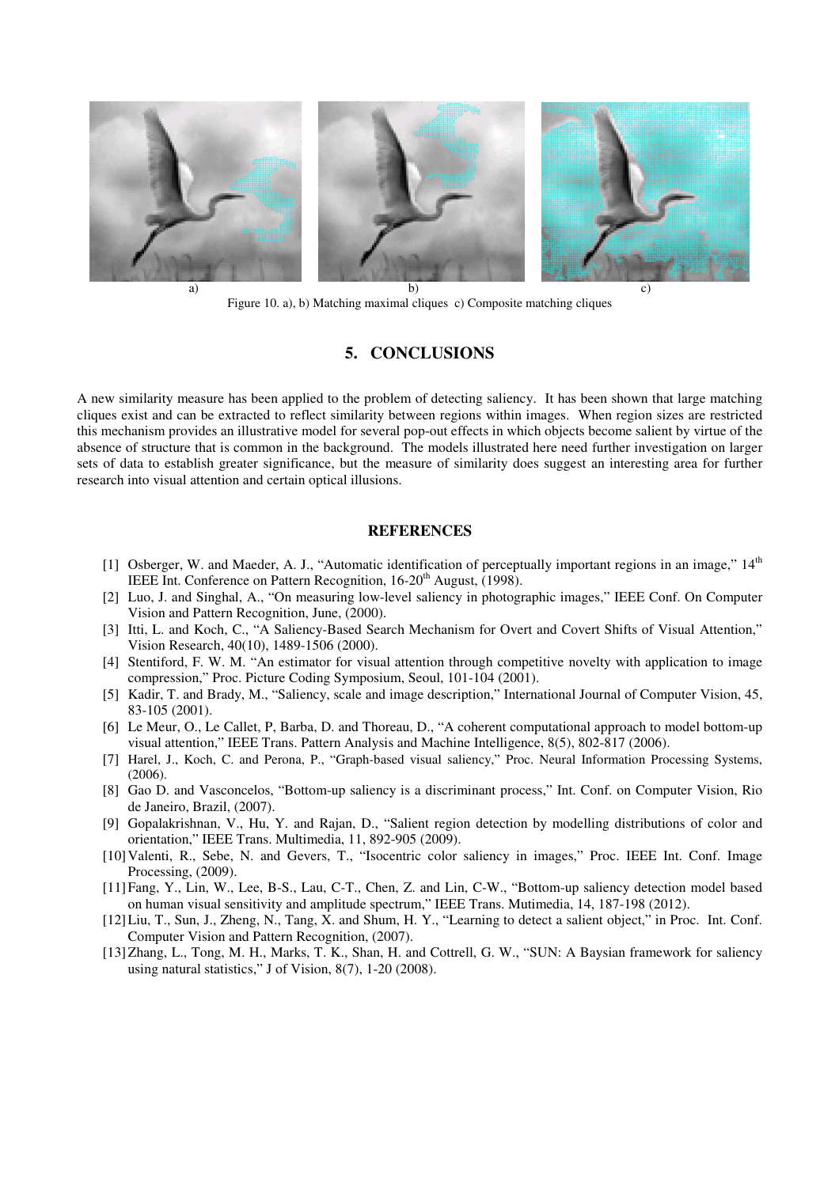a) b) c)

Figure 10. a), b) Matching maximal cliques c) Composite matching cliques

## 5. CONCLUSIONS

A new similarity measure has been applied to the problem of detecting saliency. It has been shown that large matching cliques exist and can be extracted to reflect similarity between regions within images. When region sizes are restricted this mechanism provides an illustrative model for several pop-out effects in which objects become salient by virtue of the absence of structure that is common in the background. The models illustrated here need further investigation on larger sets of data to establish greater significance, but the measure of similarity does suggest an interesting area for further research into visual attention and certain optical illusions.

## REFERENCES

[1] Osberger, W. and Maeder, A. J., "Automatic identification of perceptually important regions in an image," 14th IEEE Int. Conference on Pattern Recognition, 16-20th August, (1998).

[2] Luo, J. and Singhal, A., "On measuring low-level saliency in photographic images," IEEE Conf. On Computer Vision and Pattern Recognition, June, (2000).

[3] Itti, L. and Koch, C., "A Saliency-Based Search Mechanism for Overt and Covert Shifts of Visual Attention," Vision Research, 40(10), 1489-1506 (2000).

[4] Stentiford, F. W. M. "An estimator for visual attention through competitive novelty with application to image compression," Proc. Picture Coding Symposium, Seoul, 101-104 (2001).

[5] Kadir, T. and Brady, M., "Saliency, scale and image description," International Journal of Computer Vision, 45, 83-105 (2001).

[6] Le Meur, O., Le Callet, P, Barba, D. and Thoreau, D., "A coherent computational approach to model bottom-up visual attention," IEEE Trans. Pattern Analysis and Machine Intelligence, 8(5), 802-817 (2006).

[7] Harel, J., Koch, C. and Perona, P., "Graph-based visual saliency," Proc. Neural Information Processing Systems, (2006).

[8] Gao D. and Vasconcelos, "Bottom-up saliency is a discriminant process," Int. Conf. on Computer Vision, Rio de Janeiro, Brazil, (2007).

[9] Gopalakrishnan, V., Hu, Y. and Rajan, D., "Salient region detection by modelling distributions of color and orientation," IEEE Trans. Multimedia, 11, 892-905 (2009).

[10] Valenti, R., Sebe, N. and Gevers, T., "Isocentric color saliency in images," Proc. IEEE Int. Conf. Image Processing, (2009).

[11] Fang, Y., Lin, W., Lee, B-S., Lau, C-T., Chen, Z. and Lin, C-W., "Bottom-up saliency detection model based on human visual sensitivity and amplitude spectrum," IEEE Trans. Mutimedia, 14, 187-198 (2012).

[12] Liu, T., Sun, J., Zheng, N., Tang, X. and Shum, H. Y., "Learning to detect a salient object," in Proc. Int. Conf. Computer Vision and Pattern Recognition, (2007).

[13] Zhang, L., Tong, M. H., Marks, T. K., Shan, H. and Cottrell, G. W., "SUN: A Baysian framework for saliency using natural statistics," J of Vision, 8(7), 1-20 (2008).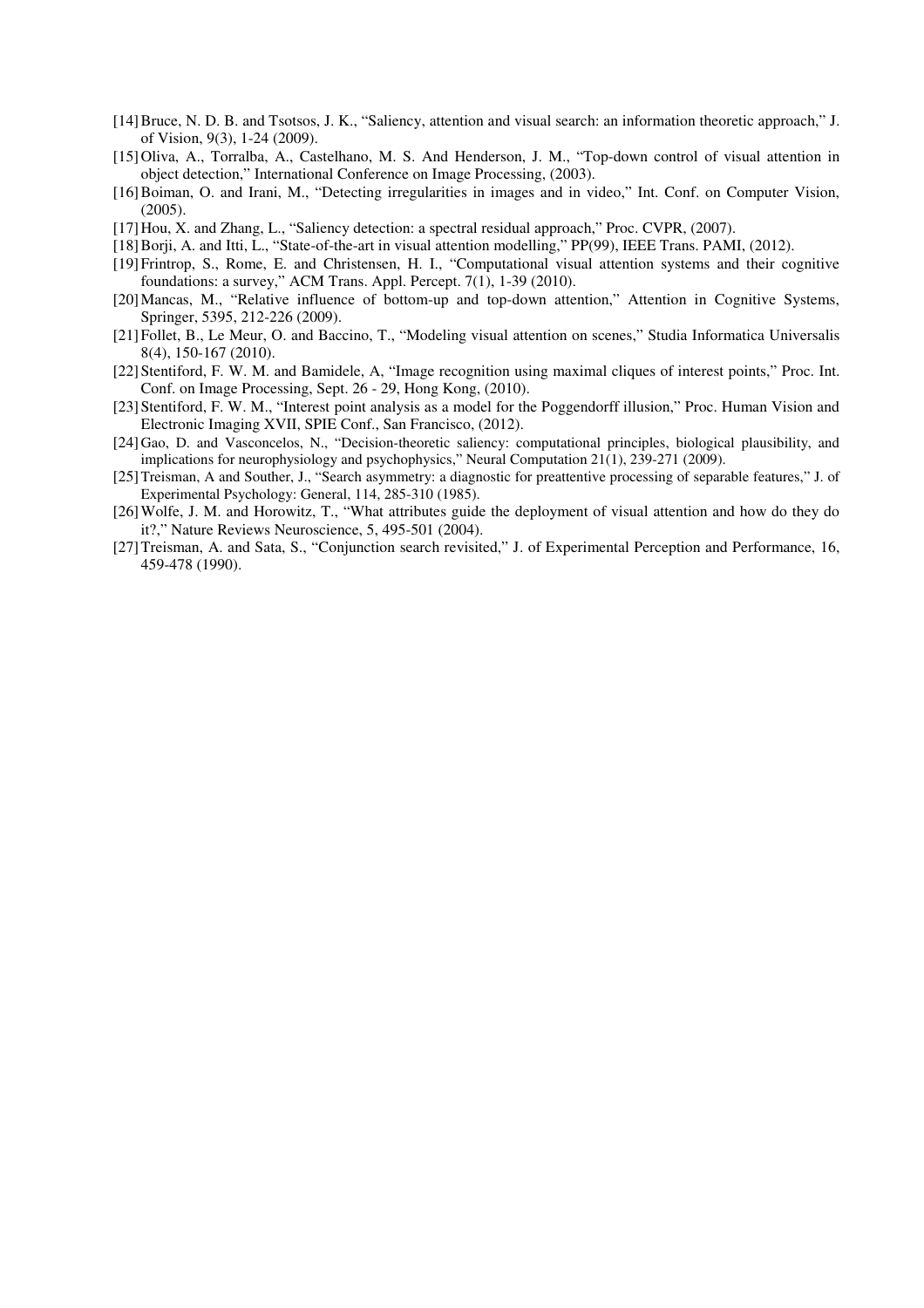[14] Bruce, N. D. B. and Tsotsos, J. K., "Saliency, attention and visual search: an information theoretic approach," J. of Vision, 9(3), 1-24 (2009).

[15] Oliva, A., Torralba, A., Castelhano, M. S. And Henderson, J. M., "Top-down control of visual attention in object detection," International Conference on Image Processing, (2003).

[16] Boiman, O. and Irani, M., "Detecting irregularities in images and in video," Int. Conf. on Computer Vision, (2005).

[17] Hou, X. and Zhang, L., "Saliency detection: a spectral residual approach," Proc. CVPR, (2007).

[18] Borji, A. and Itti, L., "State-of-the-art in visual attention modelling," PP(99), IEEE Trans. PAMI, (2012).

[19] Frintrop, S., Rome, E. and Christensen, H. I., "Computational visual attention systems and their cognitive foundations: a survey," ACM Trans. Appl. Percept. 7(1), 1-39 (2010).

[20] Mancas, M., "Relative influence of bottom-up and top-down attention," Attention in Cognitive Systems, Springer, 5395, 212-226 (2009).

[21] Follet, B., Le Meur, O. and Baccino, T., "Modeling visual attention on scenes," Studia Informatica Universalis 8(4), 150-167 (2010).

[22] Stentiford, F. W. M. and Bamidele, A, "Image recognition using maximal cliques of interest points," Proc. Int. Conf. on Image Processing, Sept. 26 - 29, Hong Kong, (2010).

[23] Stentiford, F. W. M., "Interest point analysis as a model for the Poggendorff illusion," Proc. Human Vision and Electronic Imaging XVII, SPIE Conf., San Francisco, (2012).

[24] Gao, D. and Vasconcelos, N., "Decision-theoretic saliency: computational principles, biological plausibility, and implications for neurophysiology and psychophysics," Neural Computation 21(1), 239-271 (2009).

[25] Treisman, A and Souther, J., "Search asymmetry: a diagnostic for preattentive processing of separable features," J. of Experimental Psychology: General, 114, 285-310 (1985).

[26] Wolfe, J. M. and Horowitz, T., "What attributes guide the deployment of visual attention and how do they do it?," Nature Reviews Neuroscience, 5, 495-501 (2004).

[27] Treisman, A. and Sata, S., "Conjunction search revisited," J. of Experimental Perception and Performance, 16, 459-478 (1990).